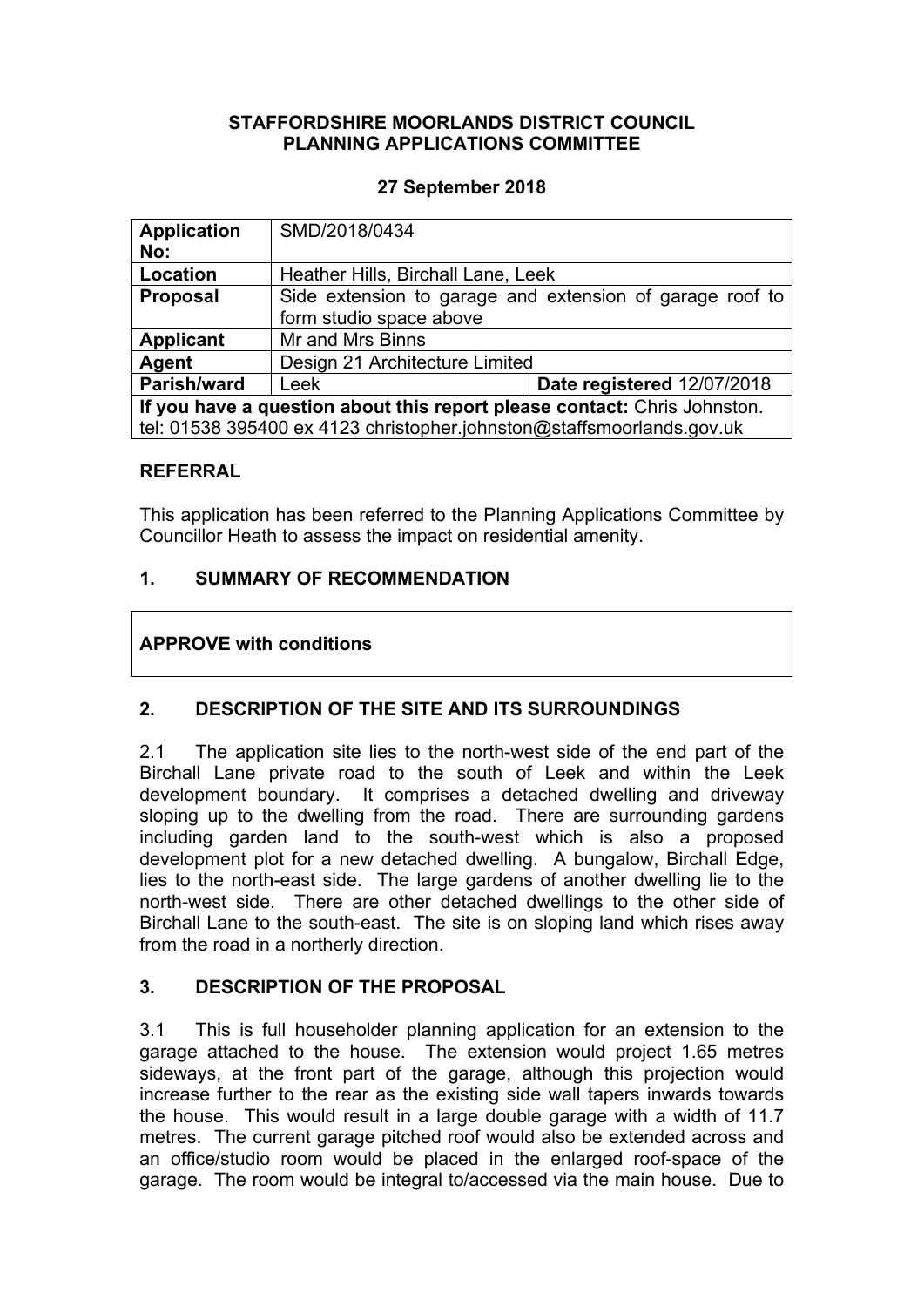**STAFFORDSHIRE MOORLANDS DISTRICT COUNCIL**
**PLANNING APPLICATIONS COMMITTEE**

**27 September 2018**

| **Application No:** | SMD/2018/0434 | |
|---|---|---|
| **Location** | Heather Hills, Birchall Lane, Leek | |
| **Proposal** | Side extension to garage and extension of garage roof to form studio space above | |
| **Applicant** | Mr and Mrs Binns | |
| **Agent** | Design 21 Architecture Limited | |
| **Parish/ward** | Leek | **Date registered** 12/07/2018 |
| **If you have a question about this report please contact:** Chris Johnston. tel: 01538 395400 ex 4123 christopher.johnston@staffsmoorlands.gov.uk | | |

## REFERRAL

This application has been referred to the Planning Applications Committee by Councillor Heath to assess the impact on residential amenity.

## 1. SUMMARY OF RECOMMENDATION

**APPROVE with conditions**

## 2. DESCRIPTION OF THE SITE AND ITS SURROUNDINGS

2.1 The application site lies to the north-west side of the end part of the Birchall Lane private road to the south of Leek and within the Leek development boundary. It comprises a detached dwelling and driveway sloping up to the dwelling from the road. There are surrounding gardens including garden land to the south-west which is also a proposed development plot for a new detached dwelling. A bungalow, Birchall Edge, lies to the north-east side. The large gardens of another dwelling lie to the north-west side. There are other detached dwellings to the other side of Birchall Lane to the south-east. The site is on sloping land which rises away from the road in a northerly direction.

## 3. DESCRIPTION OF THE PROPOSAL

3.1 This is full householder planning application for an extension to the garage attached to the house. The extension would project 1.65 metres sideways, at the front part of the garage, although this projection would increase further to the rear as the existing side wall tapers inwards towards the house. This would result in a large double garage with a width of 11.7 metres. The current garage pitched roof would also be extended across and an office/studio room would be placed in the enlarged roof-space of the garage. The room would be integral to/accessed via the main house. Due to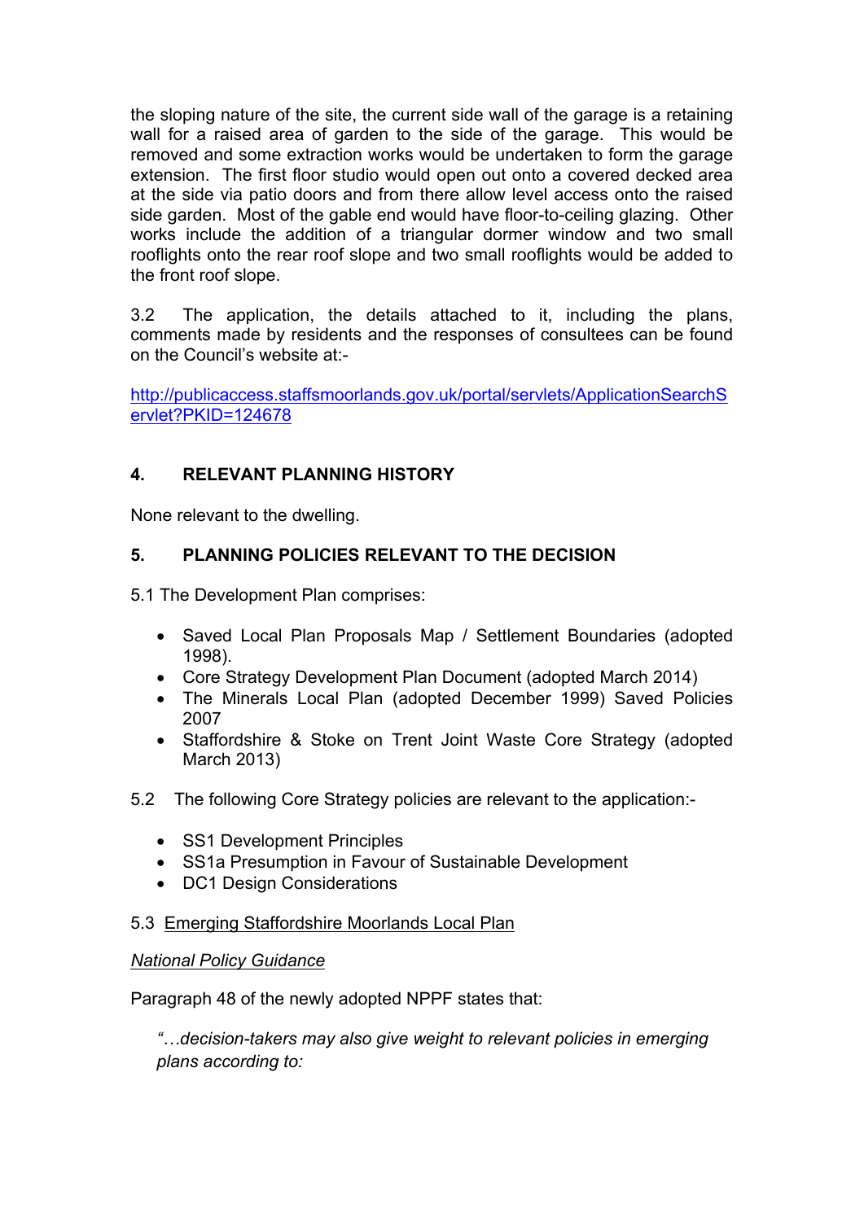the sloping nature of the site, the current side wall of the garage is a retaining wall for a raised area of garden to the side of the garage. This would be removed and some extraction works would be undertaken to form the garage extension. The first floor studio would open out onto a covered decked area at the side via patio doors and from there allow level access onto the raised side garden. Most of the gable end would have floor-to-ceiling glazing. Other works include the addition of a triangular dormer window and two small rooflights onto the rear roof slope and two small rooflights would be added to the front roof slope.

3.2 The application, the details attached to it, including the plans, comments made by residents and the responses of consultees can be found on the Council's website at:-

http://publicaccess.staffsmoorlands.gov.uk/portal/servlets/ApplicationSearchServlet?PKID=124678

## 4. RELEVANT PLANNING HISTORY

None relevant to the dwelling.

## 5. PLANNING POLICIES RELEVANT TO THE DECISION

5.1 The Development Plan comprises:

- Saved Local Plan Proposals Map / Settlement Boundaries (adopted 1998).
- Core Strategy Development Plan Document (adopted March 2014)
- The Minerals Local Plan (adopted December 1999) Saved Policies 2007
- Staffordshire & Stoke on Trent Joint Waste Core Strategy (adopted March 2013)

5.2 The following Core Strategy policies are relevant to the application:-

- SS1 Development Principles
- SS1a Presumption in Favour of Sustainable Development
- DC1 Design Considerations

5.3 <u>Emerging Staffordshire Moorlands Local Plan</u>

*<u>National Policy Guidance</u>*

Paragraph 48 of the newly adopted NPPF states that:

> *"…decision-takers may also give weight to relevant policies in emerging plans according to:*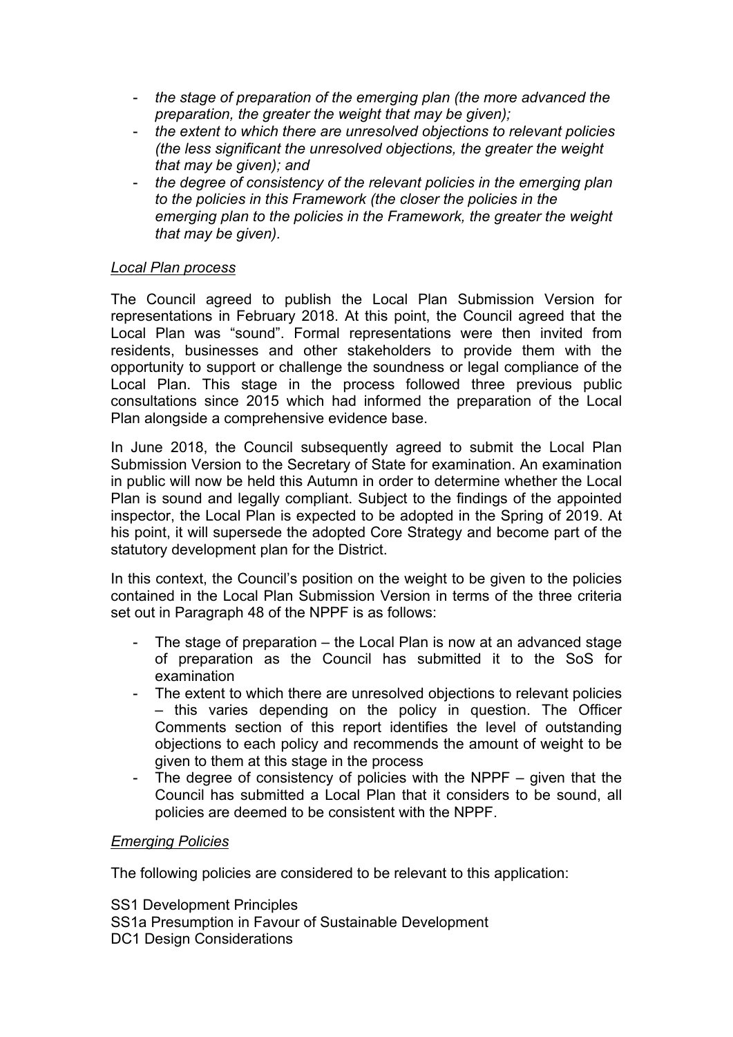- *the stage of preparation of the emerging plan (the more advanced the preparation, the greater the weight that may be given);*
- *the extent to which there are unresolved objections to relevant policies (the less significant the unresolved objections, the greater the weight that may be given); and*
- *the degree of consistency of the relevant policies in the emerging plan to the policies in this Framework (the closer the policies in the emerging plan to the policies in the Framework, the greater the weight that may be given).*

*Local Plan process*

The Council agreed to publish the Local Plan Submission Version for representations in February 2018. At this point, the Council agreed that the Local Plan was "sound". Formal representations were then invited from residents, businesses and other stakeholders to provide them with the opportunity to support or challenge the soundness or legal compliance of the Local Plan. This stage in the process followed three previous public consultations since 2015 which had informed the preparation of the Local Plan alongside a comprehensive evidence base.

In June 2018, the Council subsequently agreed to submit the Local Plan Submission Version to the Secretary of State for examination. An examination in public will now be held this Autumn in order to determine whether the Local Plan is sound and legally compliant. Subject to the findings of the appointed inspector, the Local Plan is expected to be adopted in the Spring of 2019. At his point, it will supersede the adopted Core Strategy and become part of the statutory development plan for the District.

In this context, the Council's position on the weight to be given to the policies contained in the Local Plan Submission Version in terms of the three criteria set out in Paragraph 48 of the NPPF is as follows:

- The stage of preparation – the Local Plan is now at an advanced stage of preparation as the Council has submitted it to the SoS for examination
- The extent to which there are unresolved objections to relevant policies – this varies depending on the policy in question. The Officer Comments section of this report identifies the level of outstanding objections to each policy and recommends the amount of weight to be given to them at this stage in the process
- The degree of consistency of policies with the NPPF – given that the Council has submitted a Local Plan that it considers to be sound, all policies are deemed to be consistent with the NPPF.

*Emerging Policies*

The following policies are considered to be relevant to this application:

SS1 Development Principles
SS1a Presumption in Favour of Sustainable Development
DC1 Design Considerations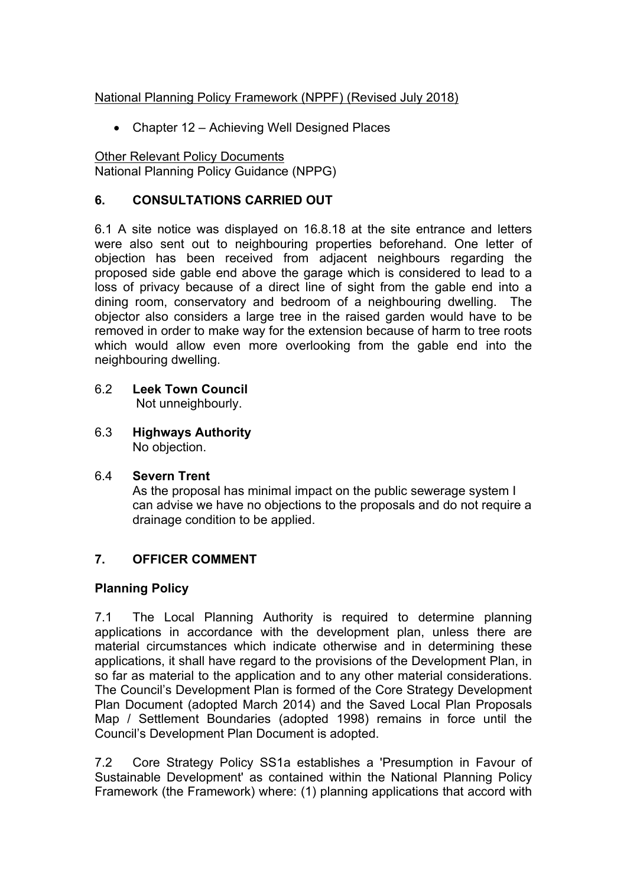National Planning Policy Framework (NPPF) (Revised July 2018)

- Chapter 12 – Achieving Well Designed Places

Other Relevant Policy Documents
National Planning Policy Guidance (NPPG)

## 6. CONSULTATIONS CARRIED OUT

6.1 A site notice was displayed on 16.8.18 at the site entrance and letters were also sent out to neighbouring properties beforehand. One letter of objection has been received from adjacent neighbours regarding the proposed side gable end above the garage which is considered to lead to a loss of privacy because of a direct line of sight from the gable end into a dining room, conservatory and bedroom of a neighbouring dwelling. The objector also considers a large tree in the raised garden would have to be removed in order to make way for the extension because of harm to tree roots which would allow even more overlooking from the gable end into the neighbouring dwelling.

6.2 **Leek Town Council**
Not unneighbourly.

6.3 **Highways Authority**
No objection.

6.4 **Severn Trent**
As the proposal has minimal impact on the public sewerage system I can advise we have no objections to the proposals and do not require a drainage condition to be applied.

## 7. OFFICER COMMENT

### Planning Policy

7.1 The Local Planning Authority is required to determine planning applications in accordance with the development plan, unless there are material circumstances which indicate otherwise and in determining these applications, it shall have regard to the provisions of the Development Plan, in so far as material to the application and to any other material considerations. The Council's Development Plan is formed of the Core Strategy Development Plan Document (adopted March 2014) and the Saved Local Plan Proposals Map / Settlement Boundaries (adopted 1998) remains in force until the Council's Development Plan Document is adopted.

7.2 Core Strategy Policy SS1a establishes a 'Presumption in Favour of Sustainable Development' as contained within the National Planning Policy Framework (the Framework) where: (1) planning applications that accord with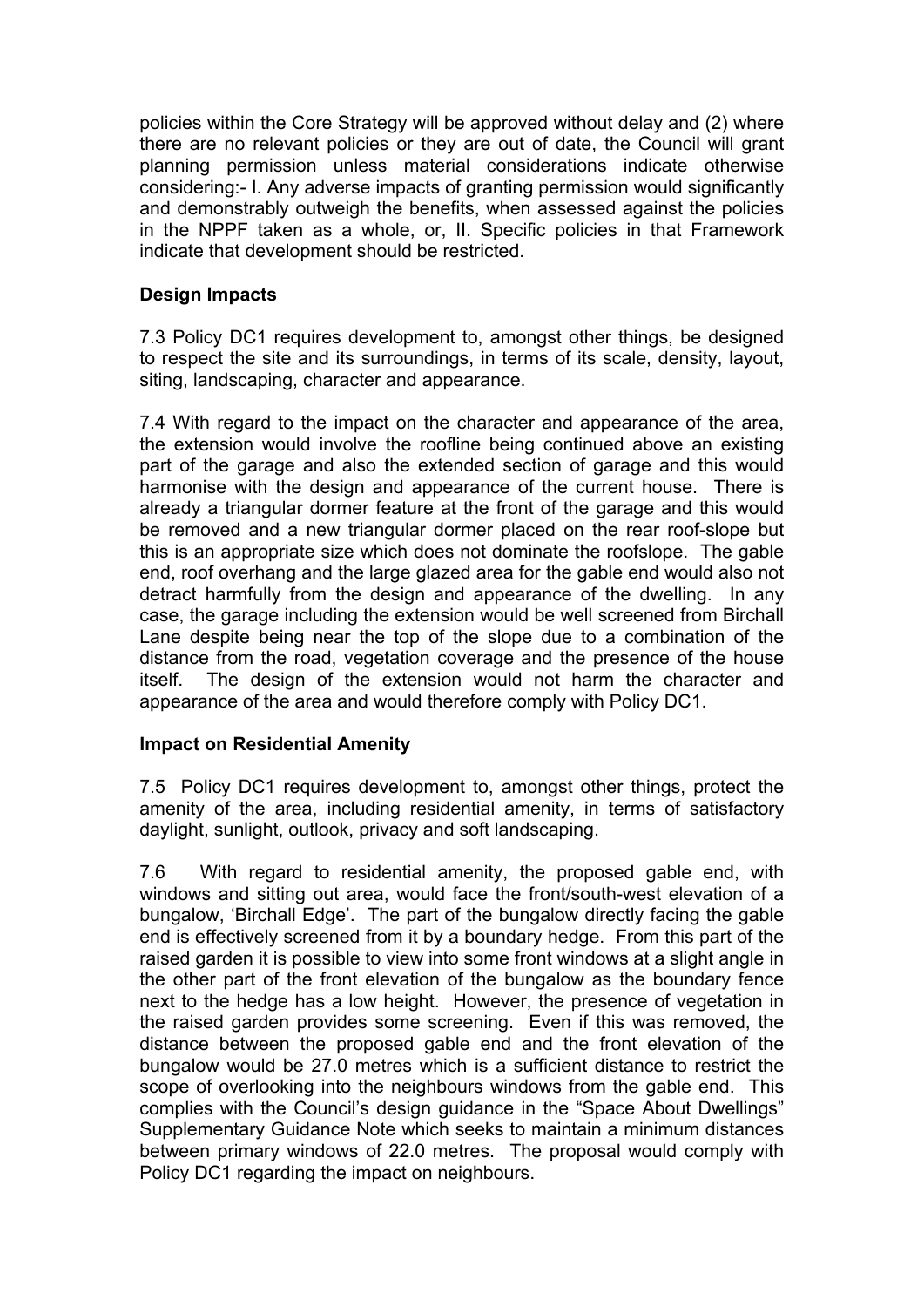policies within the Core Strategy will be approved without delay and (2) where there are no relevant policies or they are out of date, the Council will grant planning permission unless material considerations indicate otherwise considering:- I. Any adverse impacts of granting permission would significantly and demonstrably outweigh the benefits, when assessed against the policies in the NPPF taken as a whole, or, II. Specific policies in that Framework indicate that development should be restricted.

**Design Impacts**

7.3 Policy DC1 requires development to, amongst other things, be designed to respect the site and its surroundings, in terms of its scale, density, layout, siting, landscaping, character and appearance.

7.4 With regard to the impact on the character and appearance of the area, the extension would involve the roofline being continued above an existing part of the garage and also the extended section of garage and this would harmonise with the design and appearance of the current house. There is already a triangular dormer feature at the front of the garage and this would be removed and a new triangular dormer placed on the rear roof-slope but this is an appropriate size which does not dominate the roofslope. The gable end, roof overhang and the large glazed area for the gable end would also not detract harmfully from the design and appearance of the dwelling. In any case, the garage including the extension would be well screened from Birchall Lane despite being near the top of the slope due to a combination of the distance from the road, vegetation coverage and the presence of the house itself. The design of the extension would not harm the character and appearance of the area and would therefore comply with Policy DC1.

**Impact on Residential Amenity**

7.5 Policy DC1 requires development to, amongst other things, protect the amenity of the area, including residential amenity, in terms of satisfactory daylight, sunlight, outlook, privacy and soft landscaping.

7.6 With regard to residential amenity, the proposed gable end, with windows and sitting out area, would face the front/south-west elevation of a bungalow, 'Birchall Edge'. The part of the bungalow directly facing the gable end is effectively screened from it by a boundary hedge. From this part of the raised garden it is possible to view into some front windows at a slight angle in the other part of the front elevation of the bungalow as the boundary fence next to the hedge has a low height. However, the presence of vegetation in the raised garden provides some screening. Even if this was removed, the distance between the proposed gable end and the front elevation of the bungalow would be 27.0 metres which is a sufficient distance to restrict the scope of overlooking into the neighbours windows from the gable end. This complies with the Council's design guidance in the "Space About Dwellings" Supplementary Guidance Note which seeks to maintain a minimum distances between primary windows of 22.0 metres. The proposal would comply with Policy DC1 regarding the impact on neighbours.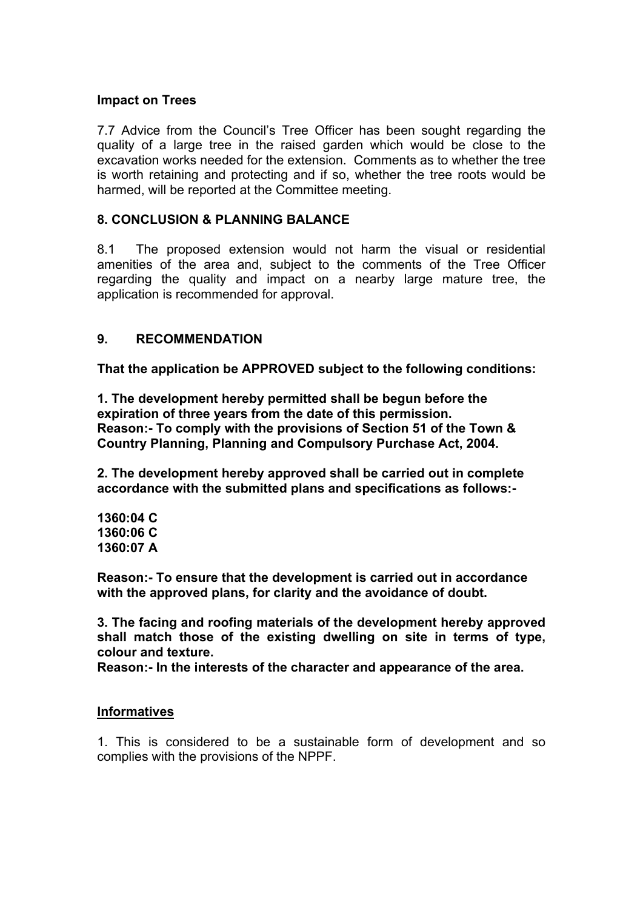**Impact on Trees**

7.7 Advice from the Council's Tree Officer has been sought regarding the quality of a large tree in the raised garden which would be close to the excavation works needed for the extension. Comments as to whether the tree is worth retaining and protecting and if so, whether the tree roots would be harmed, will be reported at the Committee meeting.

## 8. CONCLUSION & PLANNING BALANCE

8.1 The proposed extension would not harm the visual or residential amenities of the area and, subject to the comments of the Tree Officer regarding the quality and impact on a nearby large mature tree, the application is recommended for approval.

## 9. RECOMMENDATION

**That the application be APPROVED subject to the following conditions:**

**1. The development hereby permitted shall be begun before the expiration of three years from the date of this permission.**
**Reason:- To comply with the provisions of Section 51 of the Town & Country Planning, Planning and Compulsory Purchase Act, 2004.**

**2. The development hereby approved shall be carried out in complete accordance with the submitted plans and specifications as follows:-**

**1360:04 C**
**1360:06 C**
**1360:07 A**

**Reason:- To ensure that the development is carried out in accordance with the approved plans, for clarity and the avoidance of doubt.**

**3. The facing and roofing materials of the development hereby approved shall match those of the existing dwelling on site in terms of type, colour and texture.**
**Reason:- In the interests of the character and appearance of the area.**

**Informatives**

1. This is considered to be a sustainable form of development and so complies with the provisions of the NPPF.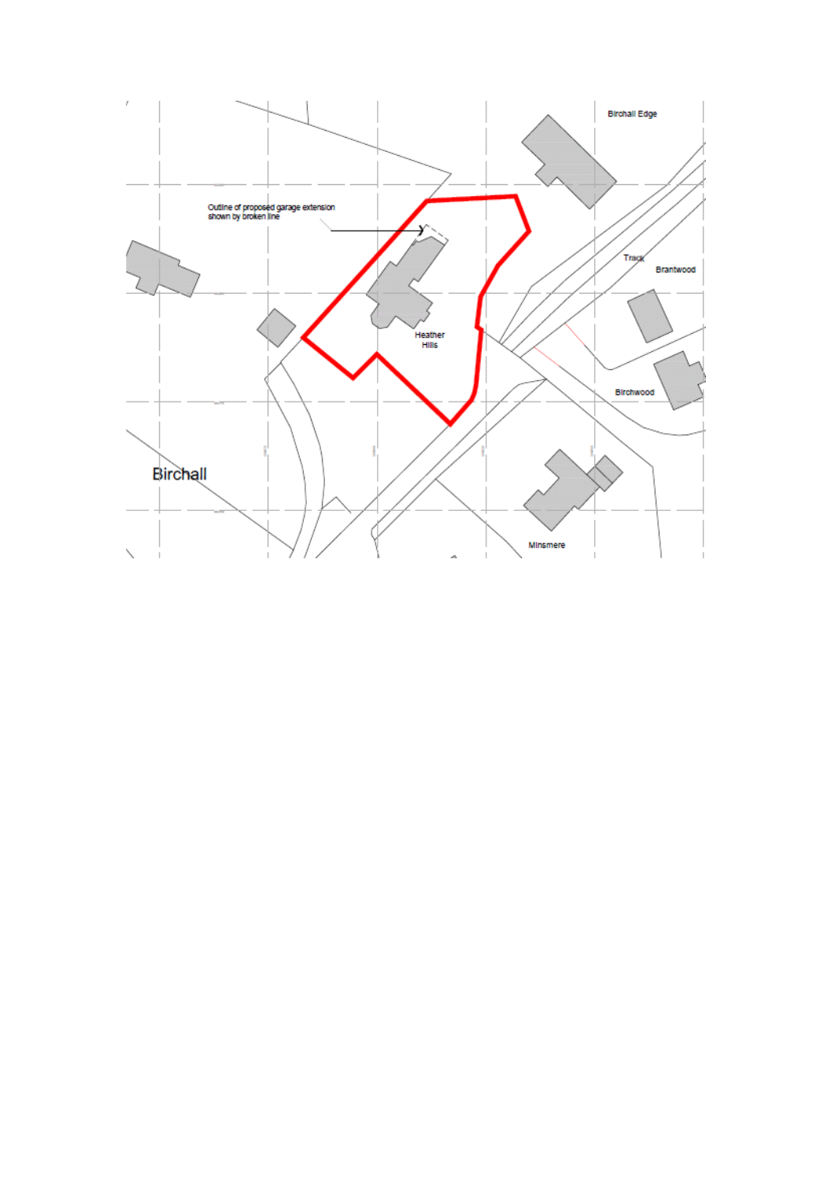Birchall Edge

Outline of proposed garage extension shown by broken line

Track

Brantwood

Heather Hills

Birchwood

Birchall

Minsmere